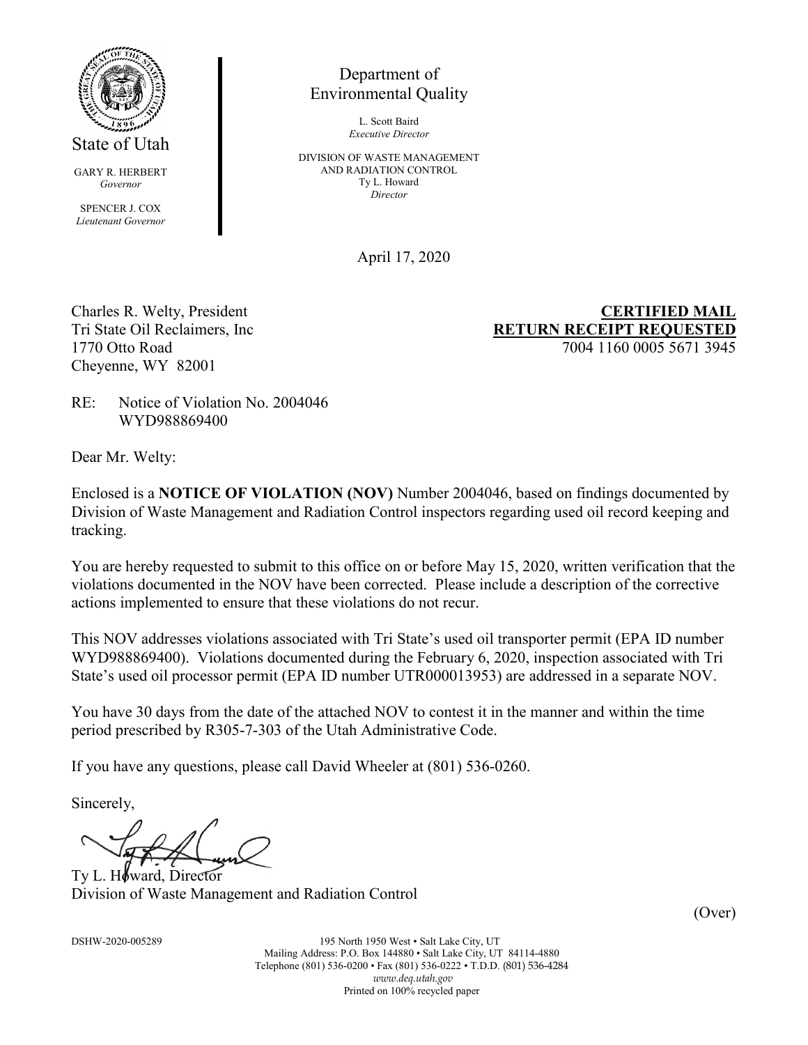State of Utah

GARY R. HERBERT
*Governor*

SPENCER J. COX
*Lieutenant Governor*

Department of
Environmental Quality

L. Scott Baird
*Executive Director*

DIVISION OF WASTE MANAGEMENT
AND RADIATION CONTROL
Ty L. Howard
*Director*

April 17, 2020

Charles R. Welty, President
Tri State Oil Reclaimers, Inc
1770 Otto Road
Cheyenne, WY 82001

**CERTIFIED MAIL**
**RETURN RECEIPT REQUESTED**
7004 1160 0005 5671 3945

RE: Notice of Violation No. 2004046
WYD988869400

Dear Mr. Welty:

Enclosed is a **NOTICE OF VIOLATION (NOV)** Number 2004046, based on findings documented by Division of Waste Management and Radiation Control inspectors regarding used oil record keeping and tracking.

You are hereby requested to submit to this office on or before May 15, 2020, written verification that the violations documented in the NOV have been corrected. Please include a description of the corrective actions implemented to ensure that these violations do not recur.

This NOV addresses violations associated with Tri State's used oil transporter permit (EPA ID number WYD988869400). Violations documented during the February 6, 2020, inspection associated with Tri State's used oil processor permit (EPA ID number UTR000013953) are addressed in a separate NOV.

You have 30 days from the date of the attached NOV to contest it in the manner and within the time period prescribed by R305-7-303 of the Utah Administrative Code.

If you have any questions, please call David Wheeler at (801) 536-0260.

Sincerely,

Ty L. Howard, Director
Division of Waste Management and Radiation Control

(Over)

DSHW-2020-005289

195 North 1950 West • Salt Lake City, UT
Mailing Address: P.O. Box 144880 • Salt Lake City, UT 84114-4880
Telephone (801) 536-0200 • Fax (801) 536-0222 • T.D.D. (801) 536-4284
*www.deq.utah.gov*
Printed on 100% recycled paper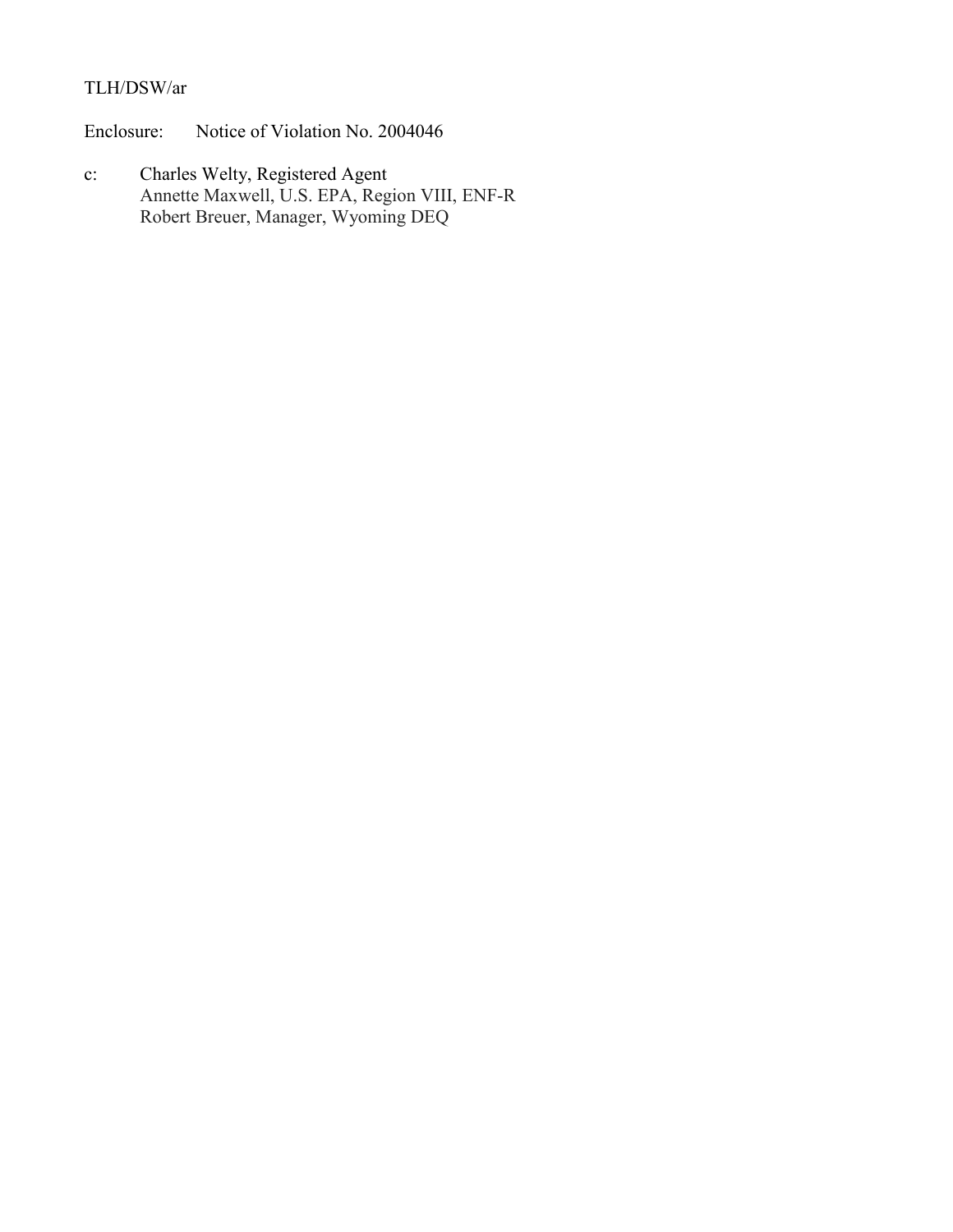TLH/DSW/ar

Enclosure: Notice of Violation No. 2004046

c: Charles Welty, Registered Agent
Annette Maxwell, U.S. EPA, Region VIII, ENF-R
Robert Breuer, Manager, Wyoming DEQ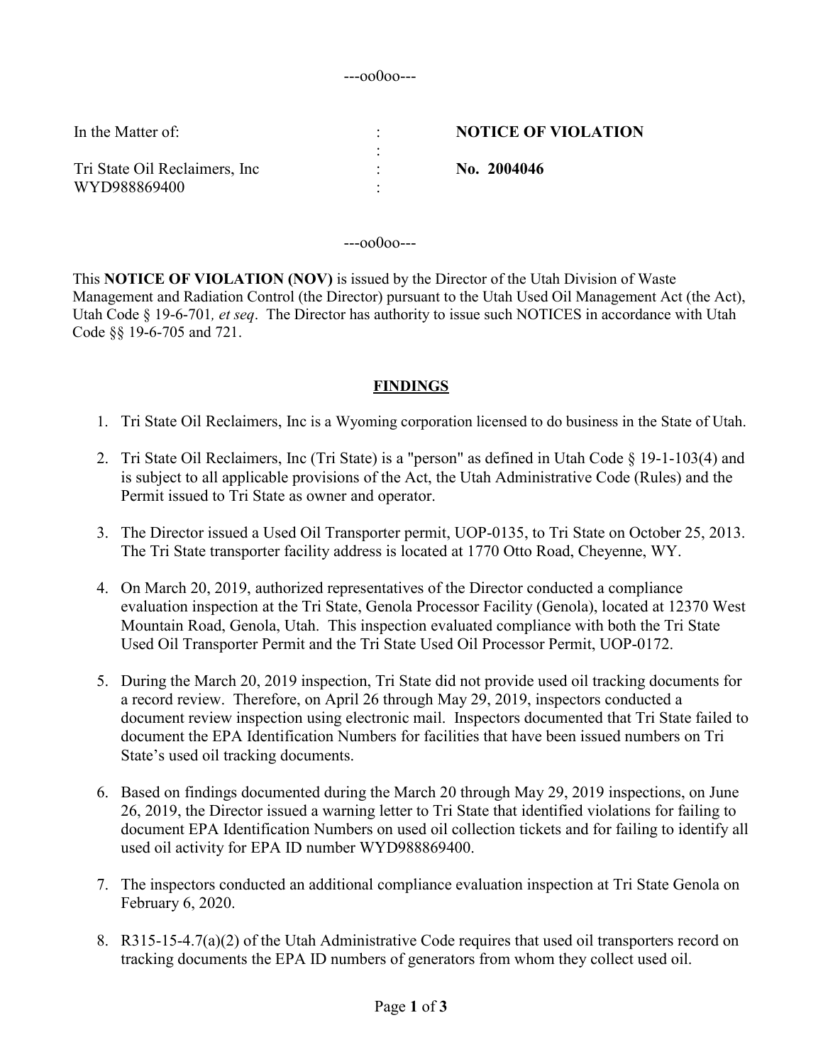---oo0oo---

| In the Matter of: | : | **NOTICE OF VIOLATION** |
|---|---|---|
| | : | |
| Tri State Oil Reclaimers, Inc | : | **No. 2004046** |
| WYD988869400 | : | |

---oo0oo---

This **NOTICE OF VIOLATION (NOV)** is issued by the Director of the Utah Division of Waste Management and Radiation Control (the Director) pursuant to the Utah Used Oil Management Act (the Act), Utah Code § 19-6-701*, et seq*. The Director has authority to issue such NOTICES in accordance with Utah Code §§ 19-6-705 and 721.

## FINDINGS

1. Tri State Oil Reclaimers, Inc is a Wyoming corporation licensed to do business in the State of Utah.

2. Tri State Oil Reclaimers, Inc (Tri State) is a "person" as defined in Utah Code § 19-1-103(4) and is subject to all applicable provisions of the Act, the Utah Administrative Code (Rules) and the Permit issued to Tri State as owner and operator.

3. The Director issued a Used Oil Transporter permit, UOP-0135, to Tri State on October 25, 2013. The Tri State transporter facility address is located at 1770 Otto Road, Cheyenne, WY.

4. On March 20, 2019, authorized representatives of the Director conducted a compliance evaluation inspection at the Tri State, Genola Processor Facility (Genola), located at 12370 West Mountain Road, Genola, Utah. This inspection evaluated compliance with both the Tri State Used Oil Transporter Permit and the Tri State Used Oil Processor Permit, UOP-0172.

5. During the March 20, 2019 inspection, Tri State did not provide used oil tracking documents for a record review. Therefore, on April 26 through May 29, 2019, inspectors conducted a document review inspection using electronic mail. Inspectors documented that Tri State failed to document the EPA Identification Numbers for facilities that have been issued numbers on Tri State's used oil tracking documents.

6. Based on findings documented during the March 20 through May 29, 2019 inspections, on June 26, 2019, the Director issued a warning letter to Tri State that identified violations for failing to document EPA Identification Numbers on used oil collection tickets and for failing to identify all used oil activity for EPA ID number WYD988869400.

7. The inspectors conducted an additional compliance evaluation inspection at Tri State Genola on February 6, 2020.

8. R315-15-4.7(a)(2) of the Utah Administrative Code requires that used oil transporters record on tracking documents the EPA ID numbers of generators from whom they collect used oil.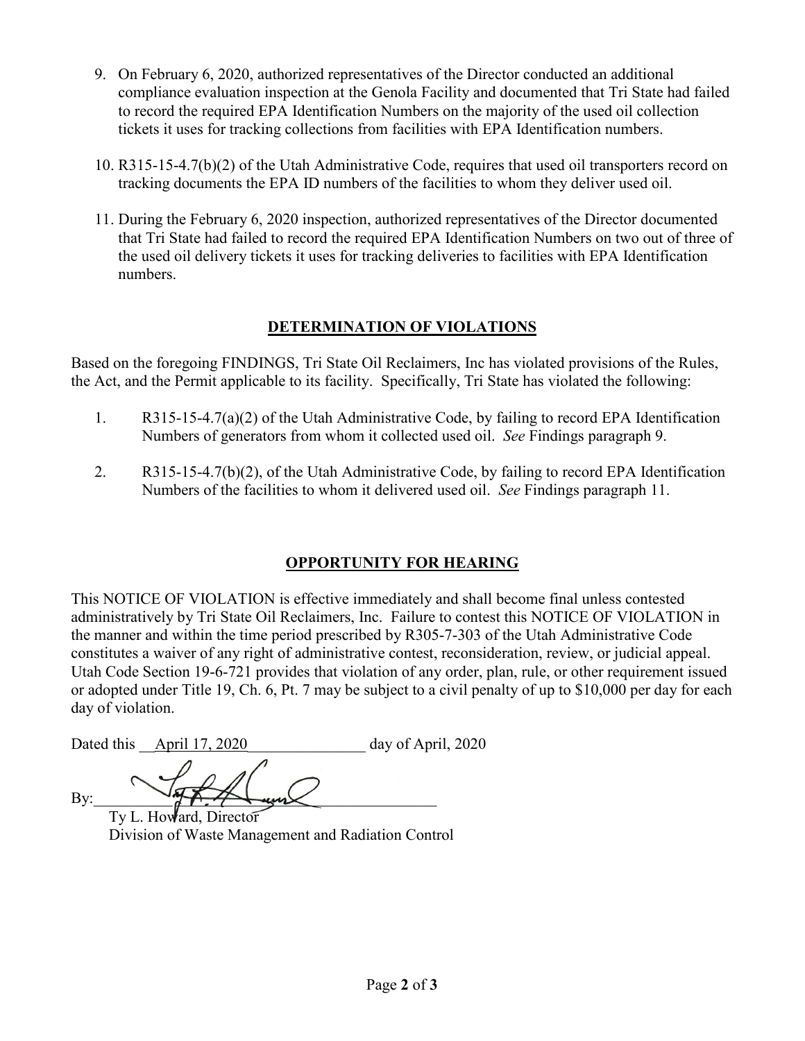9. On February 6, 2020, authorized representatives of the Director conducted an additional compliance evaluation inspection at the Genola Facility and documented that Tri State had failed to record the required EPA Identification Numbers on the majority of the used oil collection tickets it uses for tracking collections from facilities with EPA Identification numbers.

10. R315-15-4.7(b)(2) of the Utah Administrative Code, requires that used oil transporters record on tracking documents the EPA ID numbers of the facilities to whom they deliver used oil.

11. During the February 6, 2020 inspection, authorized representatives of the Director documented that Tri State had failed to record the required EPA Identification Numbers on two out of three of the used oil delivery tickets it uses for tracking deliveries to facilities with EPA Identification numbers.

## DETERMINATION OF VIOLATIONS

Based on the foregoing FINDINGS, Tri State Oil Reclaimers, Inc has violated provisions of the Rules, the Act, and the Permit applicable to its facility. Specifically, Tri State has violated the following:

1. R315-15-4.7(a)(2) of the Utah Administrative Code, by failing to record EPA Identification Numbers of generators from whom it collected used oil. *See* Findings paragraph 9.

2. R315-15-4.7(b)(2), of the Utah Administrative Code, by failing to record EPA Identification Numbers of the facilities to whom it delivered used oil. *See* Findings paragraph 11.

## OPPORTUNITY FOR HEARING

This NOTICE OF VIOLATION is effective immediately and shall become final unless contested administratively by Tri State Oil Reclaimers, Inc. Failure to contest this NOTICE OF VIOLATION in the manner and within the time period prescribed by R305-7-303 of the Utah Administrative Code constitutes a waiver of any right of administrative contest, reconsideration, review, or judicial appeal. Utah Code Section 19-6-721 provides that violation of any order, plan, rule, or other requirement issued or adopted under Title 19, Ch. 6, Pt. 7 may be subject to a civil penalty of up to $10,000 per day for each day of violation.

Dated this \_\_April 17, 2020\_\_\_\_\_\_\_\_\_\_\_\_\_\_\_ day of April, 2020

By:\_\_\_\_\_\_\_\_\_\_\_\_\_\_\_\_\_\_\_\_\_\_\_\_\_\_\_\_\_\_\_\_\_\_\_\_\_\_\_\_

Ty L. Howard, Director
Division of Waste Management and Radiation Control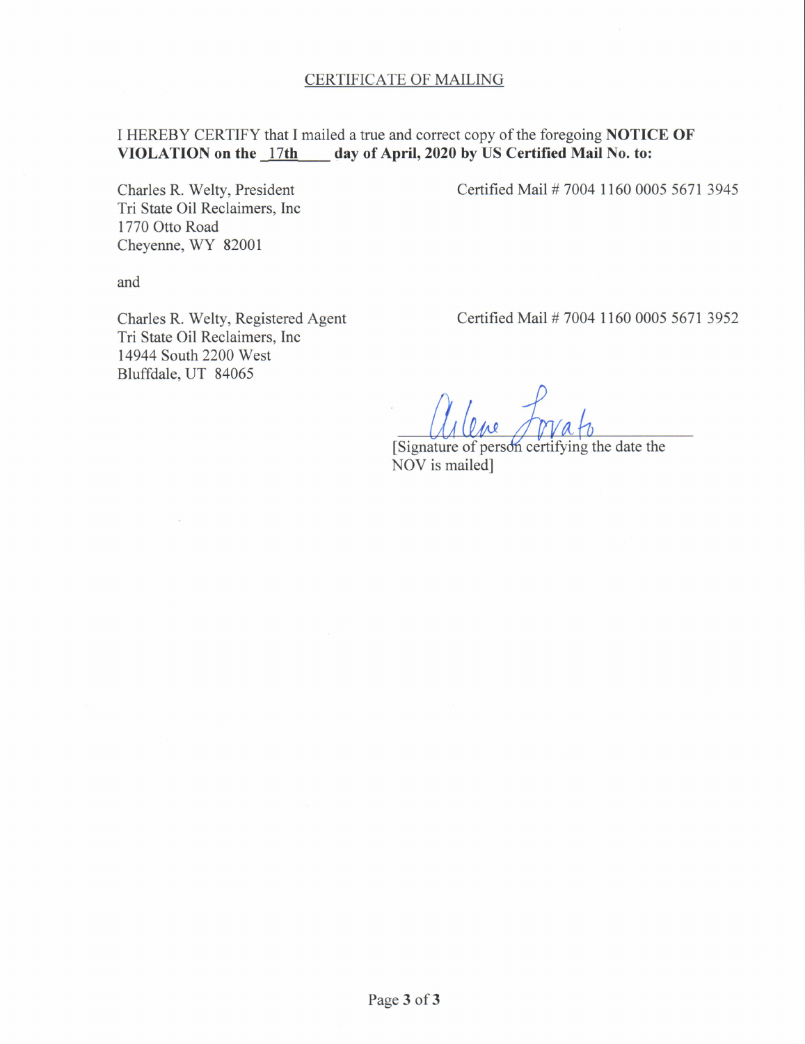CERTIFICATE OF MAILING

I HEREBY CERTIFY that I mailed a true and correct copy of the foregoing **NOTICE OF VIOLATION on the _17th____ day of April, 2020 by US Certified Mail No. to:**

Charles R. Welty, President
Tri State Oil Reclaimers, Inc
1770 Otto Road
Cheyenne, WY 82001

Certified Mail # 7004 1160 0005 5671 3945

and

Charles R. Welty, Registered Agent
Tri State Oil Reclaimers, Inc
14944 South 2200 West
Bluffdale, UT 84065

Certified Mail # 7004 1160 0005 5671 3952

Arlene Lovato

[Signature of person certifying the date the NOV is mailed]